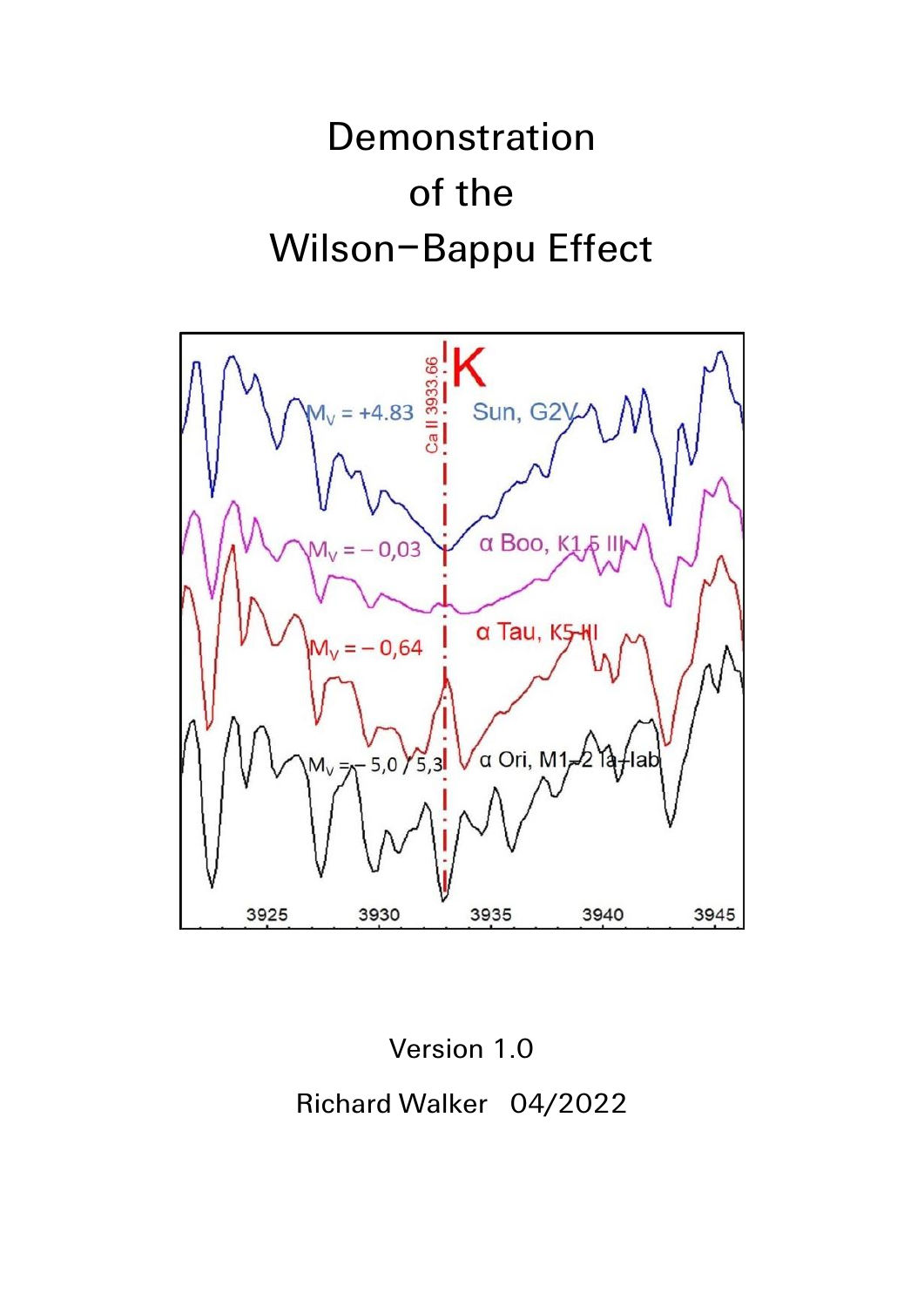# Demonstration of the Wilson–Bappu Effect

Version 1.0

Richard Walker 04/2022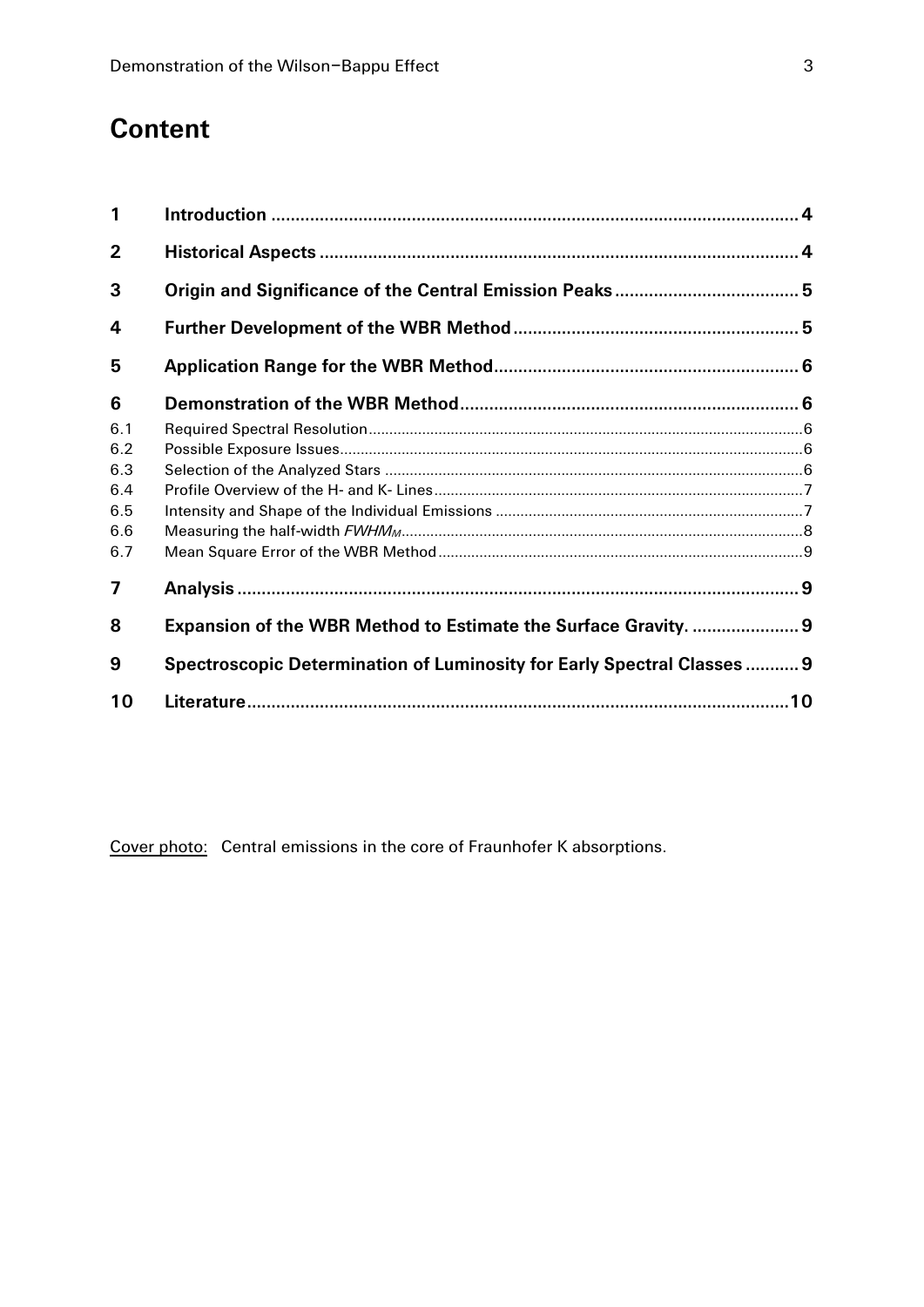# Content

| | | |
|---|---|---|
| **1** | **Introduction** | **4** |
| **2** | **Historical Aspects** | **4** |
| **3** | **Origin and Significance of the Central Emission Peaks** | **5** |
| **4** | **Further Development of the WBR Method** | **5** |
| **5** | **Application Range for the WBR Method** | **6** |
| **6** | **Demonstration of the WBR Method** | **6** |
| 6.1 | Required Spectral Resolution | 6 |
| 6.2 | Possible Exposure Issues | 6 |
| 6.3 | Selection of the Analyzed Stars | 6 |
| 6.4 | Profile Overview of the H- and K- Lines | 7 |
| 6.5 | Intensity and Shape of the Individual Emissions | 7 |
| 6.6 | Measuring the half-width $FWHM_M$ | 8 |
| 6.7 | Mean Square Error of the WBR Method | 9 |
| **7** | **Analysis** | **9** |
| **8** | **Expansion of the WBR Method to Estimate the Surface Gravity.** | **9** |
| **9** | **Spectroscopic Determination of Luminosity for Early Spectral Classes** | **9** |
| **10** | **Literature** | **10** |

Cover photo: Central emissions in the core of Fraunhofer K absorptions.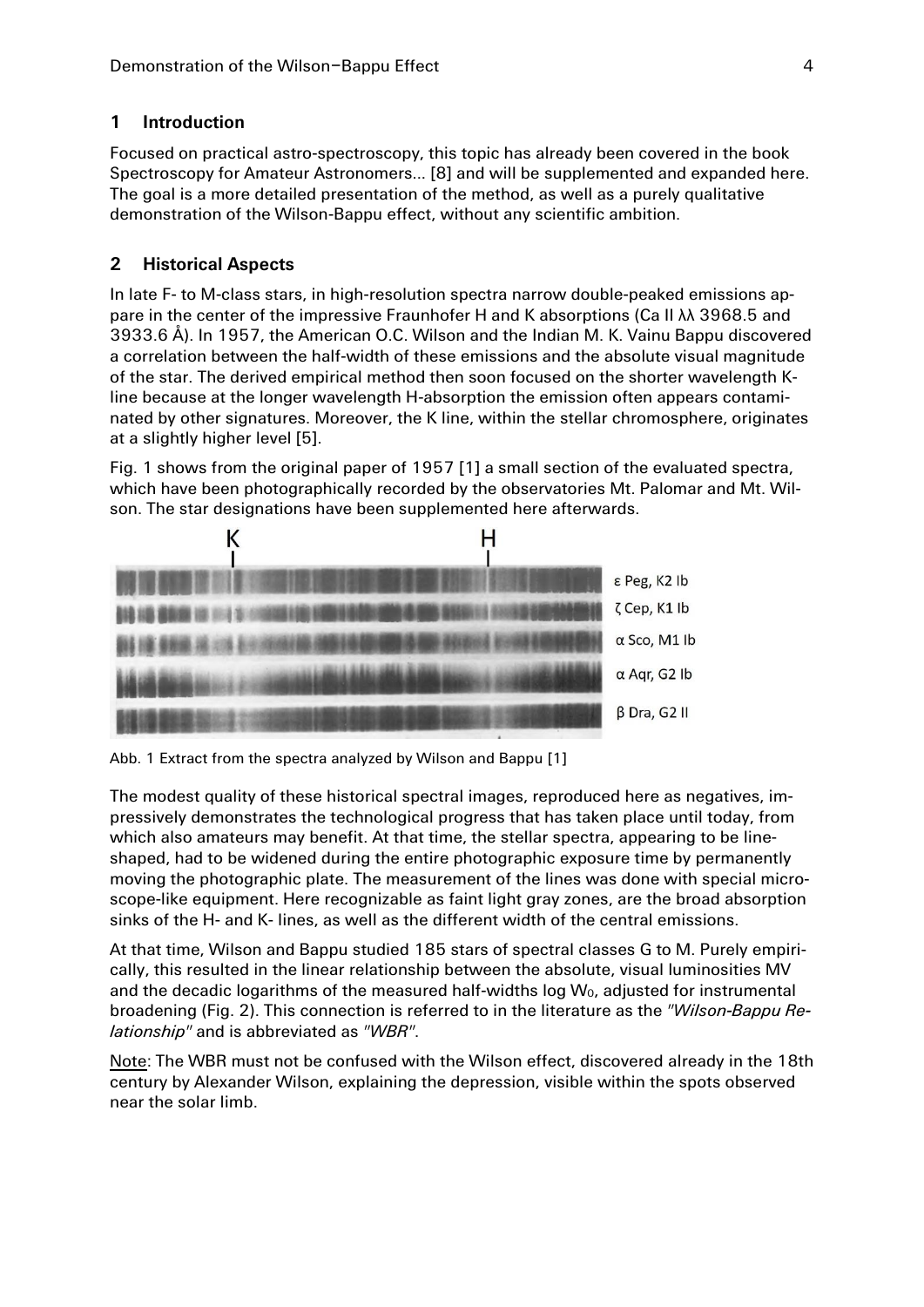## 1 Introduction

Focused on practical astro-spectroscopy, this topic has already been covered in the book Spectroscopy for Amateur Astronomers... [8] and will be supplemented and expanded here. The goal is a more detailed presentation of the method, as well as a purely qualitative demonstration of the Wilson-Bappu effect, without any scientific ambition.

## 2 Historical Aspects

In late F- to M-class stars, in high-resolution spectra narrow double-peaked emissions appare in the center of the impressive Fraunhofer H and K absorptions (Ca II λλ 3968.5 and 3933.6 Å). In 1957, the American O.C. Wilson and the Indian M. K. Vainu Bappu discovered a correlation between the half-width of these emissions and the absolute visual magnitude of the star. The derived empirical method then soon focused on the shorter wavelength K-line because at the longer wavelength H-absorption the emission often appears contaminated by other signatures. Moreover, the K line, within the stellar chromosphere, originates at a slightly higher level [5].

Fig. 1 shows from the original paper of 1957 [1] a small section of the evaluated spectra, which have been photographically recorded by the observatories Mt. Palomar and Mt. Wilson. The star designations have been supplemented here afterwards.

K H

ε Peg, K2 Ib
ζ Cep, K1 Ib
α Sco, M1 Ib
α Aqr, G2 Ib
β Dra, G2 II

Abb. 1 Extract from the spectra analyzed by Wilson and Bappu [1]

The modest quality of these historical spectral images, reproduced here as negatives, impressively demonstrates the technological progress that has taken place until today, from which also amateurs may benefit. At that time, the stellar spectra, appearing to be line-shaped, had to be widened during the entire photographic exposure time by permanently moving the photographic plate. The measurement of the lines was done with special microscope-like equipment. Here recognizable as faint light gray zones, are the broad absorption sinks of the H- and K- lines, as well as the different width of the central emissions.

At that time, Wilson and Bappu studied 185 stars of spectral classes G to M. Purely empirically, this resulted in the linear relationship between the absolute, visual luminosities MV and the decadic logarithms of the measured half-widths log $W_0$, adjusted for instrumental broadening (Fig. 2). This connection is referred to in the literature as the *"Wilson-Bappu Relationship"* and is abbreviated as *"WBR"*.

<u>Note</u>: The WBR must not be confused with the Wilson effect, discovered already in the 18th century by Alexander Wilson, explaining the depression, visible within the spots observed near the solar limb.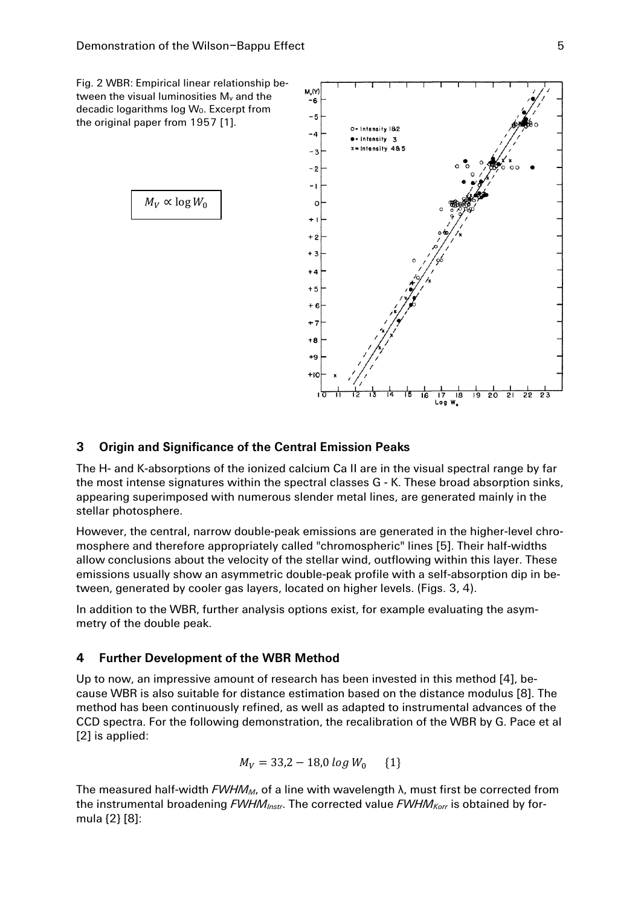Fig. 2 WBR: Empirical linear relationship between the visual luminosities $M_V$ and the decadic logarithms $\log W_0$. Excerpt from the original paper from 1957 [1].

$$M_V \propto \log W_0$$

## 3 Origin and Significance of the Central Emission Peaks

The H- and K-absorptions of the ionized calcium Ca II are in the visual spectral range by far the most intense signatures within the spectral classes G - K. These broad absorption sinks, appearing superimposed with numerous slender metal lines, are generated mainly in the stellar photosphere.

However, the central, narrow double-peak emissions are generated in the higher-level chromosphere and therefore appropriately called "chromospheric" lines [5]. Their half-widths allow conclusions about the velocity of the stellar wind, outflowing within this layer. These emissions usually show an asymmetric double-peak profile with a self-absorption dip in between, generated by cooler gas layers, located on higher levels. (Figs. 3, 4).

In addition to the WBR, further analysis options exist, for example evaluating the asymmetry of the double peak.

## 4 Further Development of the WBR Method

Up to now, an impressive amount of research has been invested in this method [4], because WBR is also suitable for distance estimation based on the distance modulus [8]. The method has been continuously refined, as well as adapted to instrumental advances of the CCD spectra. For the following demonstration, the recalibration of the WBR by G. Pace et al [2] is applied:

$$M_V = 33{,}2 - 18{,}0 \log W_0 \qquad \{1\}$$

The measured half-width $FWHM_M$, of a line with wavelength λ, must first be corrected from the instrumental broadening $FWHM_{Instr}$. The corrected value $FWHM_{Korr}$ is obtained by formula {2} [8]: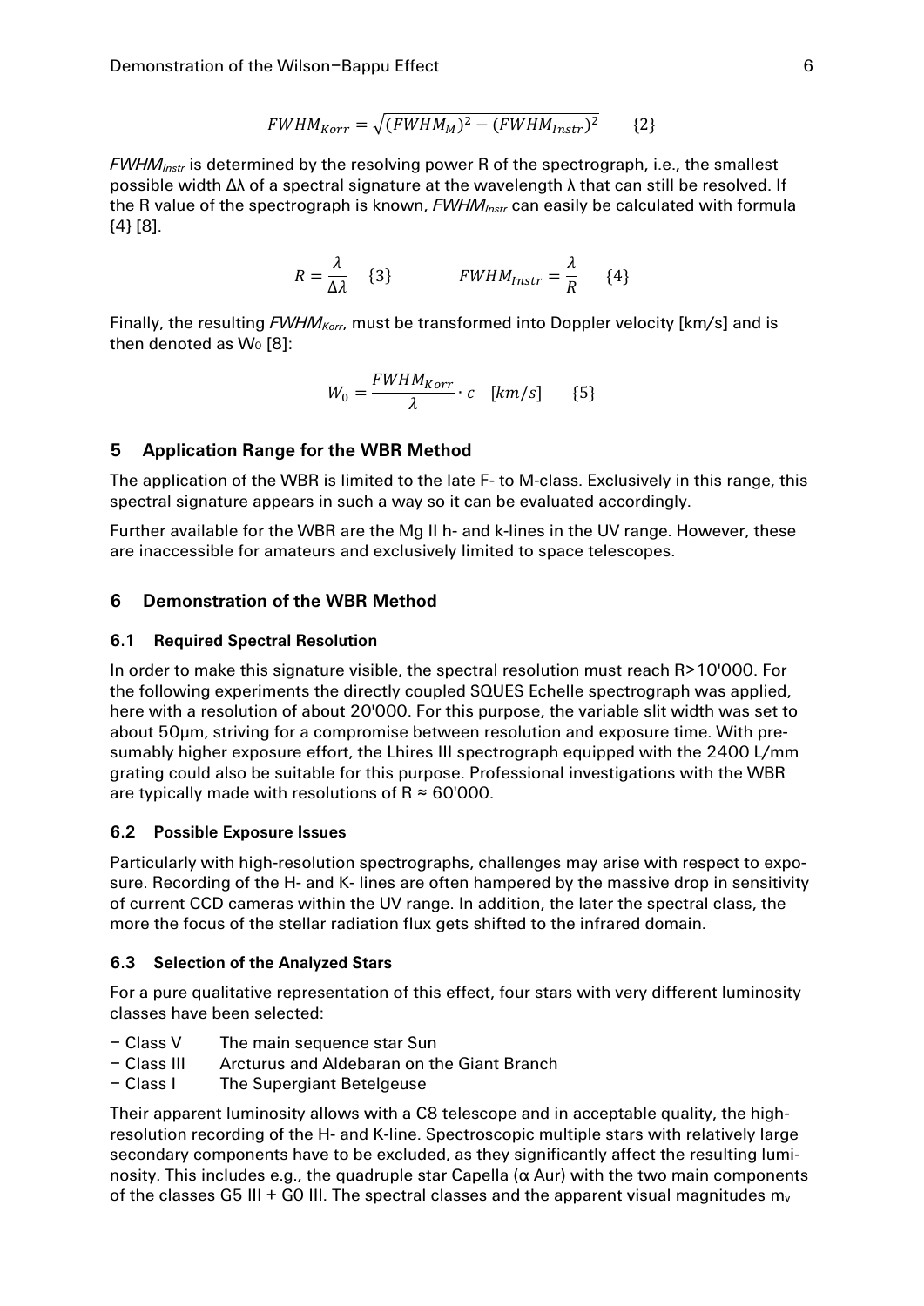$$FWHM_{Korr} = \sqrt{(FWHM_M)^2 - (FWHM_{Instr})^2} \qquad \{2\}$$

$FWHM_{Instr}$ is determined by the resolving power R of the spectrograph, i.e., the smallest possible width Δλ of a spectral signature at the wavelength λ that can still be resolved. If the R value of the spectrograph is known, $FWHM_{Instr}$ can easily be calculated with formula {4} [8].

$$R = \frac{\lambda}{\Delta\lambda} \quad \{3\} \qquad\qquad FWHM_{Instr} = \frac{\lambda}{R} \quad \{4\}$$

Finally, the resulting $FWHM_{Korr}$, must be transformed into Doppler velocity [km/s] and is then denoted as $W_0$ [8]:

$$W_0 = \frac{FWHM_{Korr}}{\lambda} \cdot c \quad [km/s] \qquad \{5\}$$

## 5 Application Range for the WBR Method

The application of the WBR is limited to the late F- to M-class. Exclusively in this range, this spectral signature appears in such a way so it can be evaluated accordingly.

Further available for the WBR are the Mg II h- and k-lines in the UV range. However, these are inaccessible for amateurs and exclusively limited to space telescopes.

## 6 Demonstration of the WBR Method

### 6.1 Required Spectral Resolution

In order to make this signature visible, the spectral resolution must reach R>10'000. For the following experiments the directly coupled SQUES Echelle spectrograph was applied, here with a resolution of about 20'000. For this purpose, the variable slit width was set to about 50μm, striving for a compromise between resolution and exposure time. With presumably higher exposure effort, the Lhires III spectrograph equipped with the 2400 L/mm grating could also be suitable for this purpose. Professional investigations with the WBR are typically made with resolutions of R ≈ 60'000.

### 6.2 Possible Exposure Issues

Particularly with high-resolution spectrographs, challenges may arise with respect to exposure. Recording of the H- and K- lines are often hampered by the massive drop in sensitivity of current CCD cameras within the UV range. In addition, the later the spectral class, the more the focus of the stellar radiation flux gets shifted to the infrared domain.

### 6.3 Selection of the Analyzed Stars

For a pure qualitative representation of this effect, four stars with very different luminosity classes have been selected:

- Class V    The main sequence star Sun
- Class III    Arcturus and Aldebaran on the Giant Branch
- Class I    The Supergiant Betelgeuse

Their apparent luminosity allows with a C8 telescope and in acceptable quality, the high-resolution recording of the H- and K-line. Spectroscopic multiple stars with relatively large secondary components have to be excluded, as they significantly affect the resulting luminosity. This includes e.g., the quadruple star Capella (α Aur) with the two main components of the classes G5 III + G0 III. The spectral classes and the apparent visual magnitudes $m_v$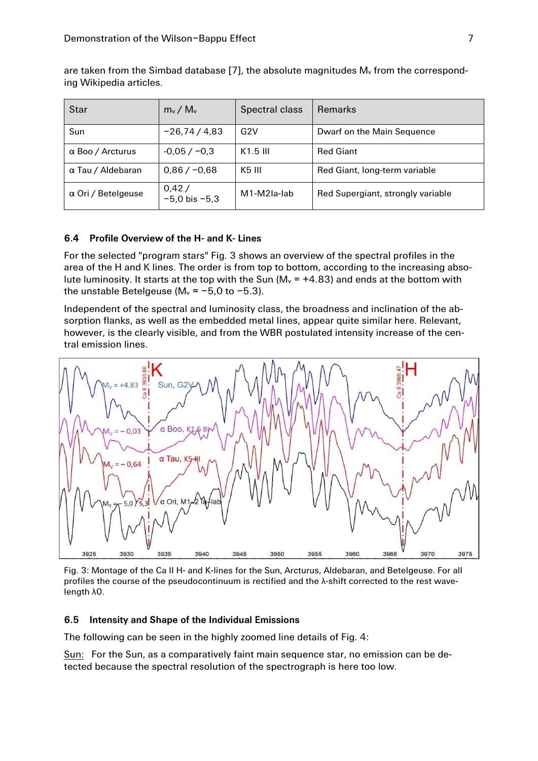are taken from the Simbad database [7], the absolute magnitudes $M_v$ from the corresponding Wikipedia articles.

| Star | $m_v$ / $M_v$ | Spectral class | Remarks |
|---|---|---|---|
| Sun | −26,74 / 4,83 | G2V | Dwarf on the Main Sequence |
| α Boo / Arcturus | -0,05 / −0,3 | K1.5 III | Red Giant |
| α Tau / Aldebaran | 0,86 / −0,68 | K5 III | Red Giant, long-term variable |
| α Ori / Betelgeuse | 0,42 / −5,0 bis −5,3 | M1-M2Ia-Iab | Red Supergiant, strongly variable |

### 6.4 Profile Overview of the H- and K- Lines

For the selected "program stars" Fig. 3 shows an overview of the spectral profiles in the area of the H and K lines. The order is from top to bottom, according to the increasing absolute luminosity. It starts at the top with the Sun ($M_v$ = +4.83) and ends at the bottom with the unstable Betelgeuse ($M_v$ ≈ −5,0 to −5.3).

Independent of the spectral and luminosity class, the broadness and inclination of the absorption flanks, as well as the embedded metal lines, appear quite similar here. Relevant, however, is the clearly visible, and from the WBR postulated intensity increase of the central emission lines.

Fig. 3: Montage of the Ca II H- and K-lines for the Sun, Arcturus, Aldebaran, and Betelgeuse. For all profiles the course of the pseudocontinuum is rectified and the λ-shift corrected to the rest wavelength λ0.

### 6.5 Intensity and Shape of the Individual Emissions

The following can be seen in the highly zoomed line details of Fig. 4:

Sun: For the Sun, as a comparatively faint main sequence star, no emission can be detected because the spectral resolution of the spectrograph is here too low.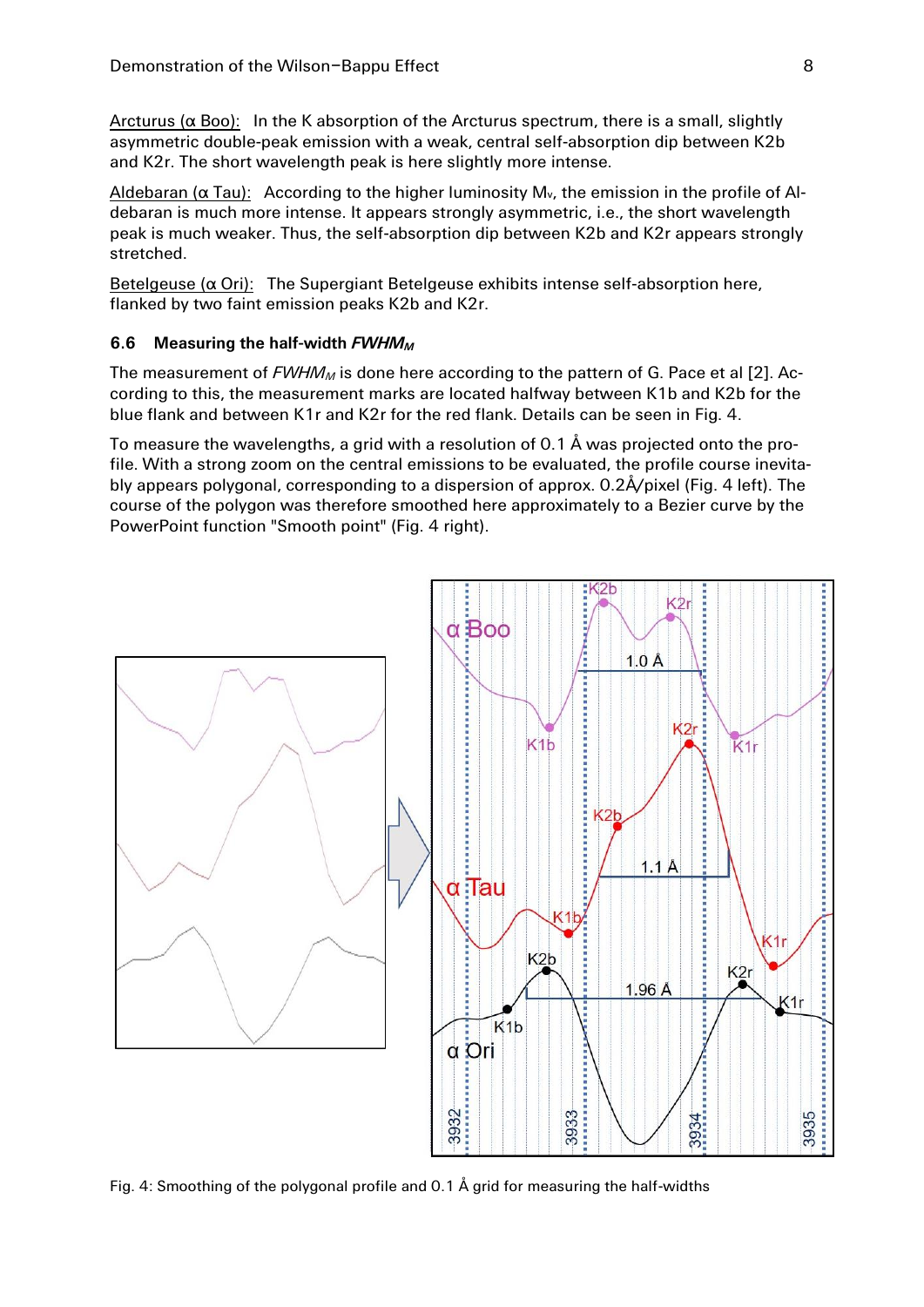Arcturus (α Boo): In the K absorption of the Arcturus spectrum, there is a small, slightly asymmetric double-peak emission with a weak, central self-absorption dip between K2b and K2r. The short wavelength peak is here slightly more intense.

Aldebaran (α Tau): According to the higher luminosity $M_v$, the emission in the profile of Aldebaran is much more intense. It appears strongly asymmetric, i.e., the short wavelength peak is much weaker. Thus, the self-absorption dip between K2b and K2r appears strongly stretched.

Betelgeuse (α Ori): The Supergiant Betelgeuse exhibits intense self-absorption here, flanked by two faint emission peaks K2b and K2r.

### 6.6 Measuring the half-width $FWHM_M$

The measurement of $FWHM_M$ is done here according to the pattern of G. Pace et al [2]. According to this, the measurement marks are located halfway between K1b and K2b for the blue flank and between K1r and K2r for the red flank. Details can be seen in Fig. 4.

To measure the wavelengths, a grid with a resolution of 0.1 Å was projected onto the profile. With a strong zoom on the central emissions to be evaluated, the profile course inevitably appears polygonal, corresponding to a dispersion of approx. 0.2Å/pixel (Fig. 4 left). The course of the polygon was therefore smoothed here approximately to a Bezier curve by the PowerPoint function "Smooth point" (Fig. 4 right).

Fig. 4: Smoothing of the polygonal profile and 0.1 Å grid for measuring the half-widths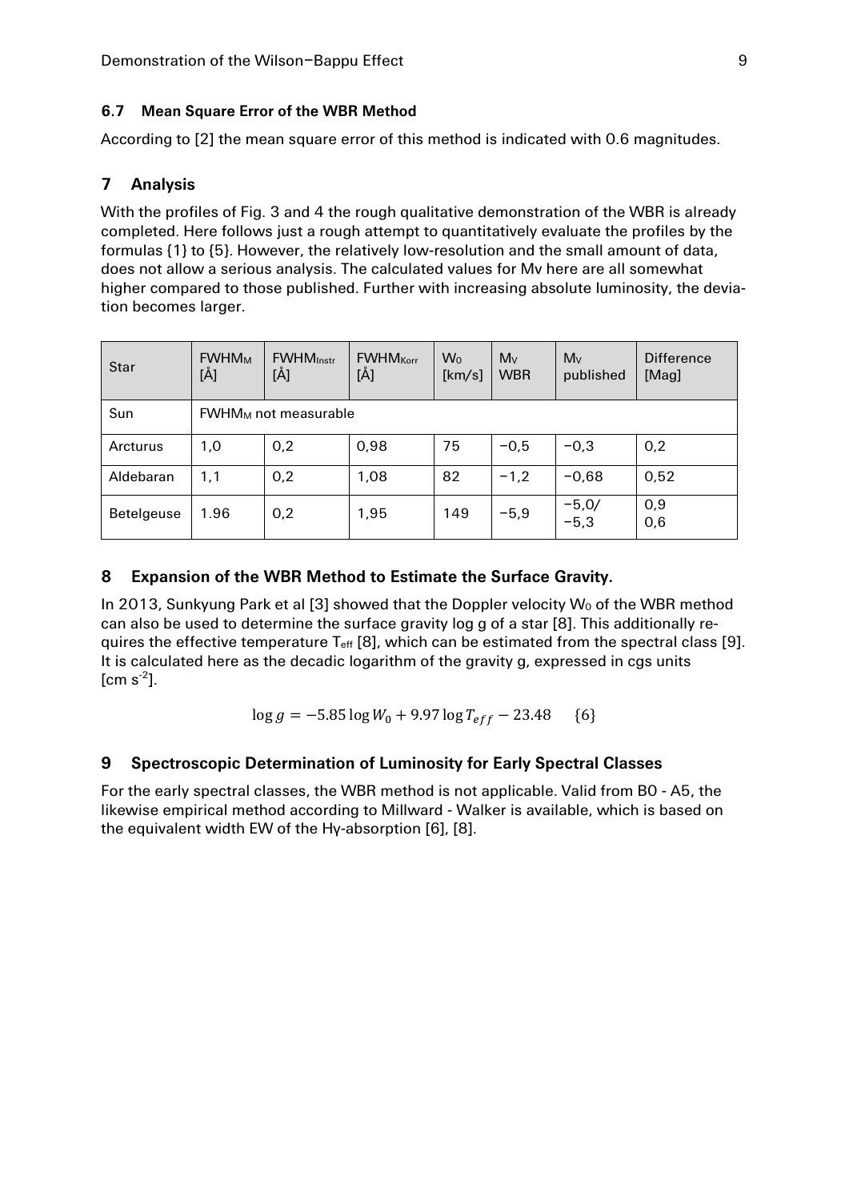### 6.7 Mean Square Error of the WBR Method

According to [2] the mean square error of this method is indicated with 0.6 magnitudes.

## 7 Analysis

With the profiles of Fig. 3 and 4 the rough qualitative demonstration of the WBR is already completed. Here follows just a rough attempt to quantitatively evaluate the profiles by the formulas {1} to {5}. However, the relatively low-resolution and the small amount of data, does not allow a serious analysis. The calculated values for Mv here are all somewhat higher compared to those published. Further with increasing absolute luminosity, the deviation becomes larger.

| Star | $FWHM_M$ [Å] | $FWHM_{Instr}$ [Å] | $FWHM_{Korr}$ [Å] | $W_0$ [km/s] | $M_V$ WBR | $M_V$ published | Difference [Mag] |
|---|---|---|---|---|---|---|---|
| Sun | $FWHM_M$ not measurable | | | | | | |
| Arcturus | 1,0 | 0,2 | 0,98 | 75 | −0,5 | −0,3 | 0,2 |
| Aldebaran | 1,1 | 0,2 | 1,08 | 82 | −1,2 | −0,68 | 0,52 |
| Betelgeuse | 1.96 | 0,2 | 1,95 | 149 | −5,9 | −5,0/ −5,3 | 0,9 0,6 |

## 8 Expansion of the WBR Method to Estimate the Surface Gravity.

In 2013, Sunkyung Park et al [3] showed that the Doppler velocity $W_0$ of the WBR method can also be used to determine the surface gravity log g of a star [8]. This additionally requires the effective temperature $T_{eff}$ [8], which can be estimated from the spectral class [9]. It is calculated here as the decadic logarithm of the gravity g, expressed in cgs units [cm $s^{-2}$].

$$\log g = -5.85 \log W_0 + 9.97 \log T_{eff} - 23.48 \qquad \{6\}$$

## 9 Spectroscopic Determination of Luminosity for Early Spectral Classes

For the early spectral classes, the WBR method is not applicable. Valid from B0 - A5, the likewise empirical method according to Millward - Walker is available, which is based on the equivalent width EW of the Hγ-absorption [6], [8].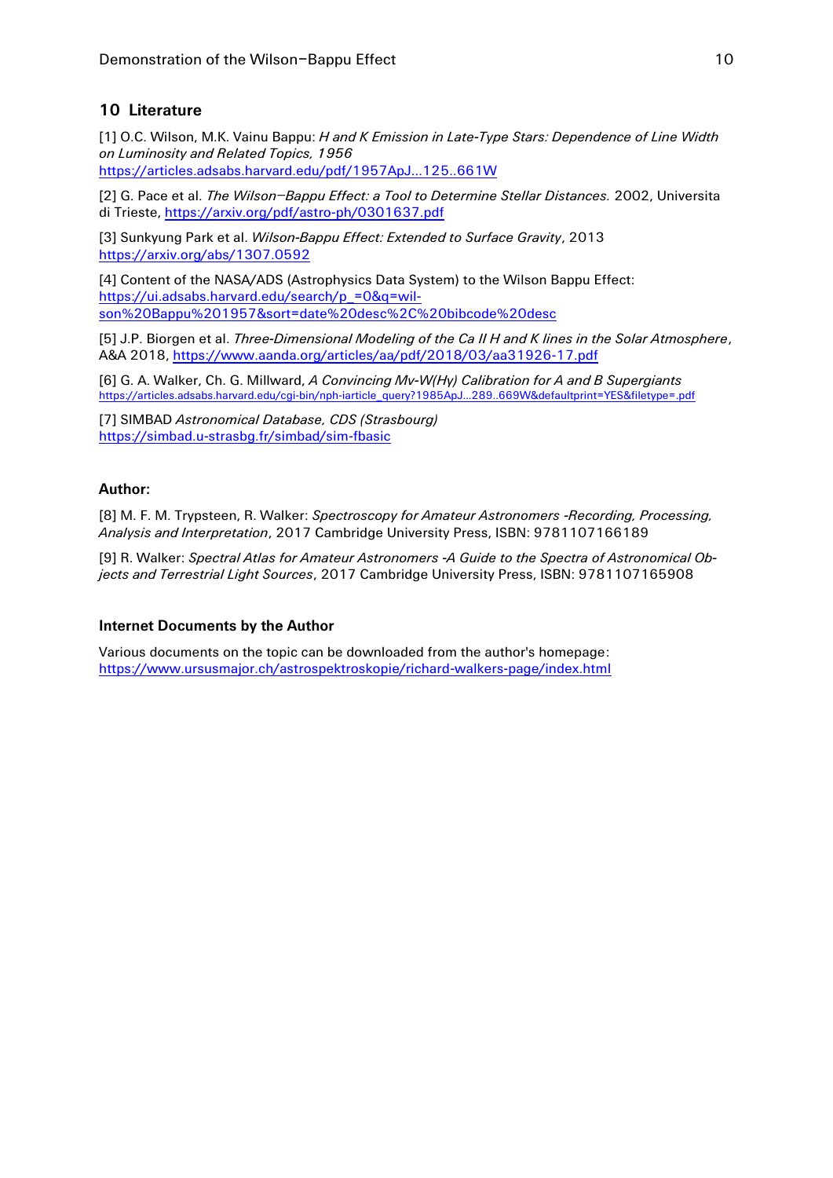## 10 Literature

[1] O.C. Wilson, M.K. Vainu Bappu: *H and K Emission in Late-Type Stars: Dependence of Line Width on Luminosity and Related Topics, 1956*
https://articles.adsabs.harvard.edu/pdf/1957ApJ...125..661W

[2] G. Pace et al. *The Wilson–Bappu Effect: a Tool to Determine Stellar Distances.* 2002, Universita di Trieste, https://arxiv.org/pdf/astro-ph/0301637.pdf

[3] Sunkyung Park et al. *Wilson-Bappu Effect: Extended to Surface Gravity*, 2013
https://arxiv.org/abs/1307.0592

[4] Content of the NASA/ADS (Astrophysics Data System) to the Wilson Bappu Effect:
https://ui.adsabs.harvard.edu/search/p_=0&q=wilson%20Bappu%201957&sort=date%20desc%2C%20bibcode%20desc

[5] J.P. Biorgen et al. *Three-Dimensional Modeling of the Ca II H and K lines in the Solar Atmosphere*, A&A 2018, https://www.aanda.org/articles/aa/pdf/2018/03/aa31926-17.pdf

[6] G. A. Walker, Ch. G. Millward, *A Convincing Mv-W(Hγ) Calibration for A and B Supergiants*
https://articles.adsabs.harvard.edu/cgi-bin/nph-iarticle_query?1985ApJ...289..669W&defaultprint=YES&filetype=.pdf

[7] SIMBAD *Astronomical Database, CDS (Strasbourg)*
https://simbad.u-strasbg.fr/simbad/sim-fbasic

### Author:

[8] M. F. M. Trypsteen, R. Walker: *Spectroscopy for Amateur Astronomers -Recording, Processing, Analysis and Interpretation*, 2017 Cambridge University Press, ISBN: 9781107166189

[9] R. Walker: *Spectral Atlas for Amateur Astronomers -A Guide to the Spectra of Astronomical Objects and Terrestrial Light Sources*, 2017 Cambridge University Press, ISBN: 9781107165908

### Internet Documents by the Author

Various documents on the topic can be downloaded from the author's homepage:
https://www.ursusmajor.ch/astrospektroskopie/richard-walkers-page/index.html